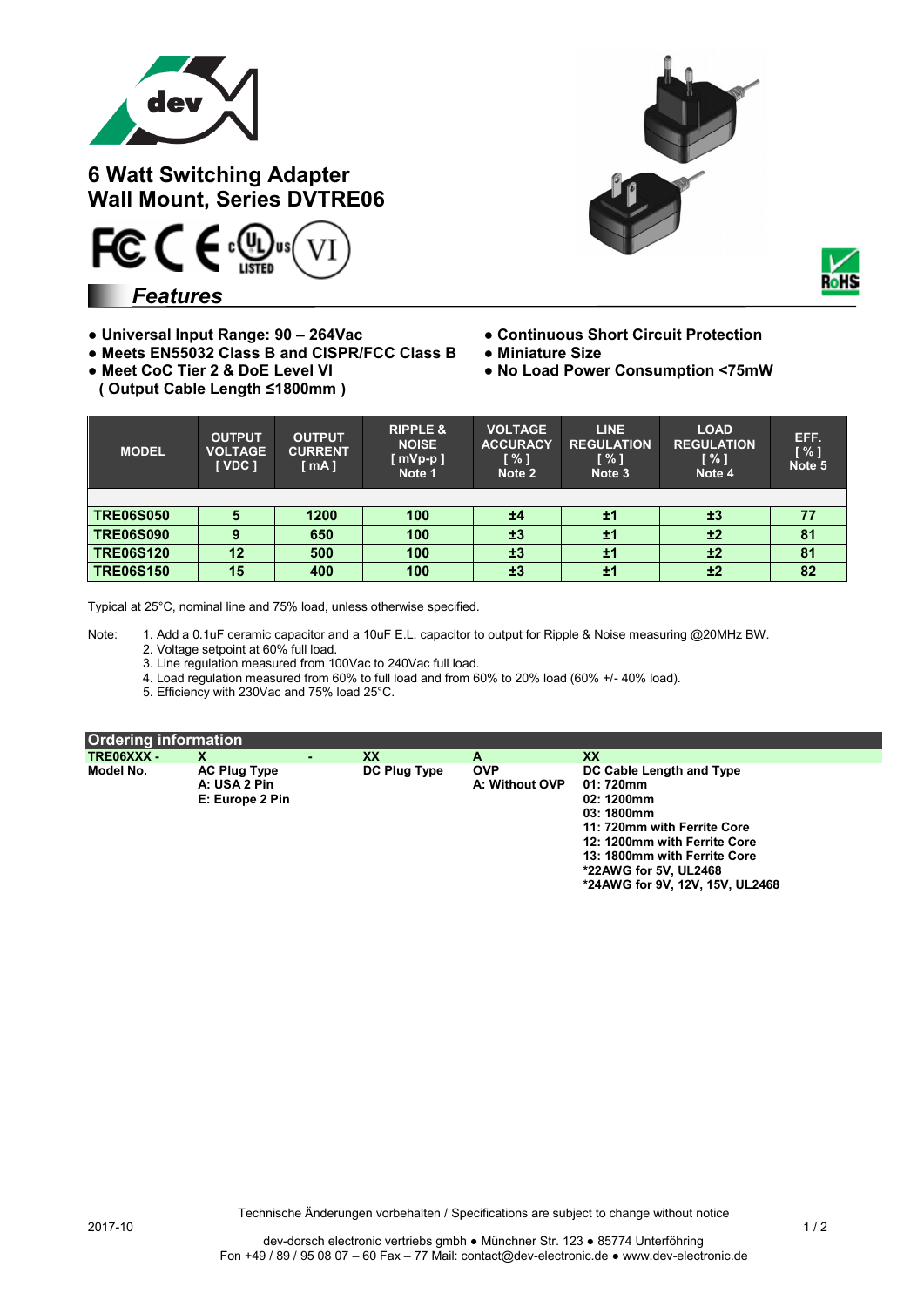# 6 Watt Switching Adapter
# Wall Mount, Series DVTRE06

## Features

- Universal Input Range: 90 – 264Vac
- Meets EN55032 Class B and CISPR/FCC Class B
- Meet CoC Tier 2 & DoE Level VI
  ( Output Cable Length ≤1800mm )
- Continuous Short Circuit Protection
- Miniature Size
- No Load Power Consumption <75mW

| MODEL | OUTPUT VOLTAGE [ VDC ] | OUTPUT CURRENT [ mA ] | RIPPLE & NOISE [ mVp-p ] Note 1 | VOLTAGE ACCURACY [ % ] Note 2 | LINE REGULATION [ % ] Note 3 | LOAD REGULATION [ % ] Note 4 | EFF. [ % ] Note 5 |
|---|---|---|---|---|---|---|---|
| TRE06S050 | 5 | 1200 | 100 | ±4 | ±1 | ±3 | 77 |
| TRE06S090 | 9 | 650 | 100 | ±3 | ±1 | ±2 | 81 |
| TRE06S120 | 12 | 500 | 100 | ±3 | ±1 | ±2 | 81 |
| TRE06S150 | 15 | 400 | 100 | ±3 | ±1 | ±2 | 82 |

Typical at 25°C, nominal line and 75% load, unless otherwise specified.

Note:
1. Add a 0.1uF ceramic capacitor and a 10uF E.L. capacitor to output for Ripple & Noise measuring @20MHz BW.
2. Voltage setpoint at 60% full load.
3. Line regulation measured from 100Vac to 240Vac full load.
4. Load regulation measured from 60% to full load and from 60% to 20% load (60% +/- 40% load).
5. Efficiency with 230Vac and 75% load 25°C.

## Ordering information

| TRE06XXX - | X | - | XX | A | XX |
|---|---|---|---|---|---|
| Model No. | AC Plug Type<br>A: USA 2 Pin<br>E: Europe 2 Pin | | DC Plug Type | OVP<br>A: Without OVP | DC Cable Length and Type<br>01: 720mm<br>02: 1200mm<br>03: 1800mm<br>11: 720mm with Ferrite Core<br>12: 1200mm with Ferrite Core<br>13: 1800mm with Ferrite Core<br>*22AWG for 5V, UL2468<br>*24AWG for 9V, 12V, 15V, UL2468 |

Technische Änderungen vorbehalten / Specifications are subject to change without notice

2017-10

dev-dorsch electronic vertriebs gmbh ● Münchner Str. 123 ● 85774 Unterföhring
Fon +49 / 89 / 95 08 07 – 60 Fax – 77 Mail: contact@dev-electronic.de ● www.dev-electronic.de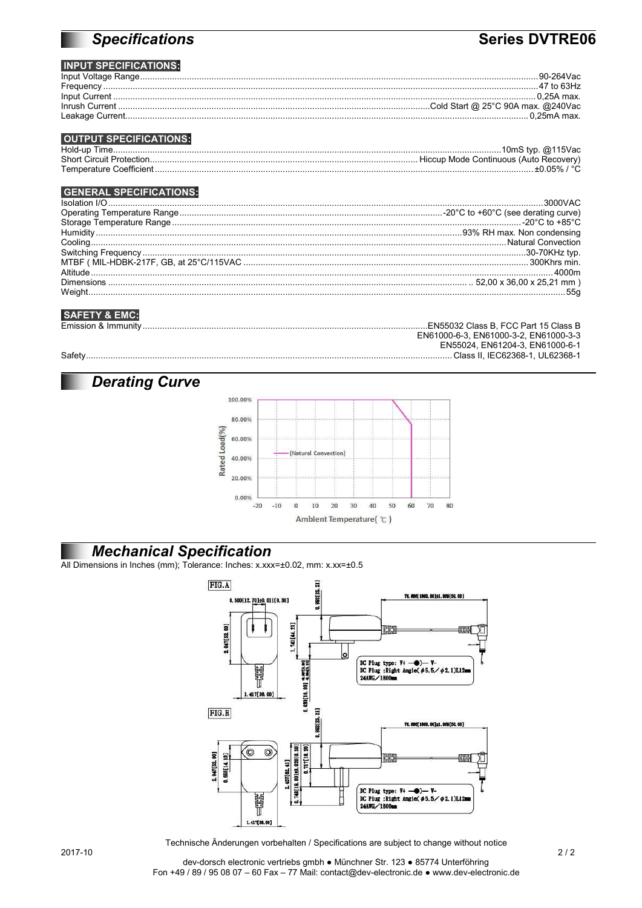## Specifications

**Series DVTRE06**

**INPUT SPECIFICATIONS:**

| | |
|---|---|
| Input Voltage Range | 90-264Vac |
| Frequency | 47 to 63Hz |
| Input Current | 0,25A max. |
| Inrush Current | Cold Start @ 25°C 90A max. @240Vac |
| Leakage Current | 0,25mA max. |

**OUTPUT SPECIFICATIONS:**

| | |
|---|---|
| Hold-up Time | 10mS typ. @115Vac |
| Short Circuit Protection | Hiccup Mode Continuous (Auto Recovery) |
| Temperature Coefficient | ±0.05% / °C |

**GENERAL SPECIFICATIONS:**

| | |
|---|---|
| Isolation I/O | 3000VAC |
| Operating Temperature Range | -20°C to +60°C (see derating curve) |
| Storage Temperature Range | -20°C to +85°C |
| Humidity | 93% RH max. Non condensing |
| Cooling | Natural Convection |
| Switching Frequency | 30-70KHz typ. |
| MTBF ( MIL-HDBK-217F, GB, at 25°C/115VAC | 300Khrs min. |
| Altitude | 4000m |
| Dimensions | 52,00 x 36,00 x 25,21 mm ) |
| Weight | 55g |

**SAFETY & EMC:**

| | |
|---|---|
| Emission & Immunity | EN55032 Class B, FCC Part 15 Class B<br>EN61000-6-3, EN61000-3-2, EN61000-3-3<br>EN55024, EN61204-3, EN61000-6-1 |
| Safety | Class II, IEC62368-1, UL62368-1 |

## Derating Curve

Rated Load(%)

100.00%
80.00%
60.00%
40.00%
20.00%
0.00%

(Natural Convection)

-20 -10 0 10 20 30 40 50 60 70 80

Ambient Temperature( ℃ )

## Mechanical Specification

All Dimensions in Inches (mm); Tolerance: Inches: x.xxx=±0.02, mm: x.xx=±0.5

FIG.A

0.500[12.70]±0.011[0.30]
0.992[25.21]
70.866[1800.00]±1.969[50.00]
2.047[52.00]
1.741[44.21]
1.417[36.00]
DC Plug type: V+ —●)— V-
DC Plug :Right Angle( ϕ5.5/ ϕ2.1)L12mm
24AWG/1800mm

FIG.B

0.992[25.21]
70.866[1800.00]±1.969[50.00]
2.047[52.00]
0.555[14.10]
2.457[62.41]
0.717[18.20]
1.417[36.00]
DC Plug type: V+ —●)— V-
DC Plug :Right Angle( ϕ5.5/ ϕ2.1)L12mm
24AWG/1800mm

Technische Änderungen vorbehalten / Specifications are subject to change without notice

2017-10

dev-dorsch electronic vertriebs gmbh ● Münchner Str. 123 ● 85774 Unterföhring
Fon +49 / 89 / 95 08 07 – 60 Fax – 77 Mail: contact@dev-electronic.de ● www.dev-electronic.de